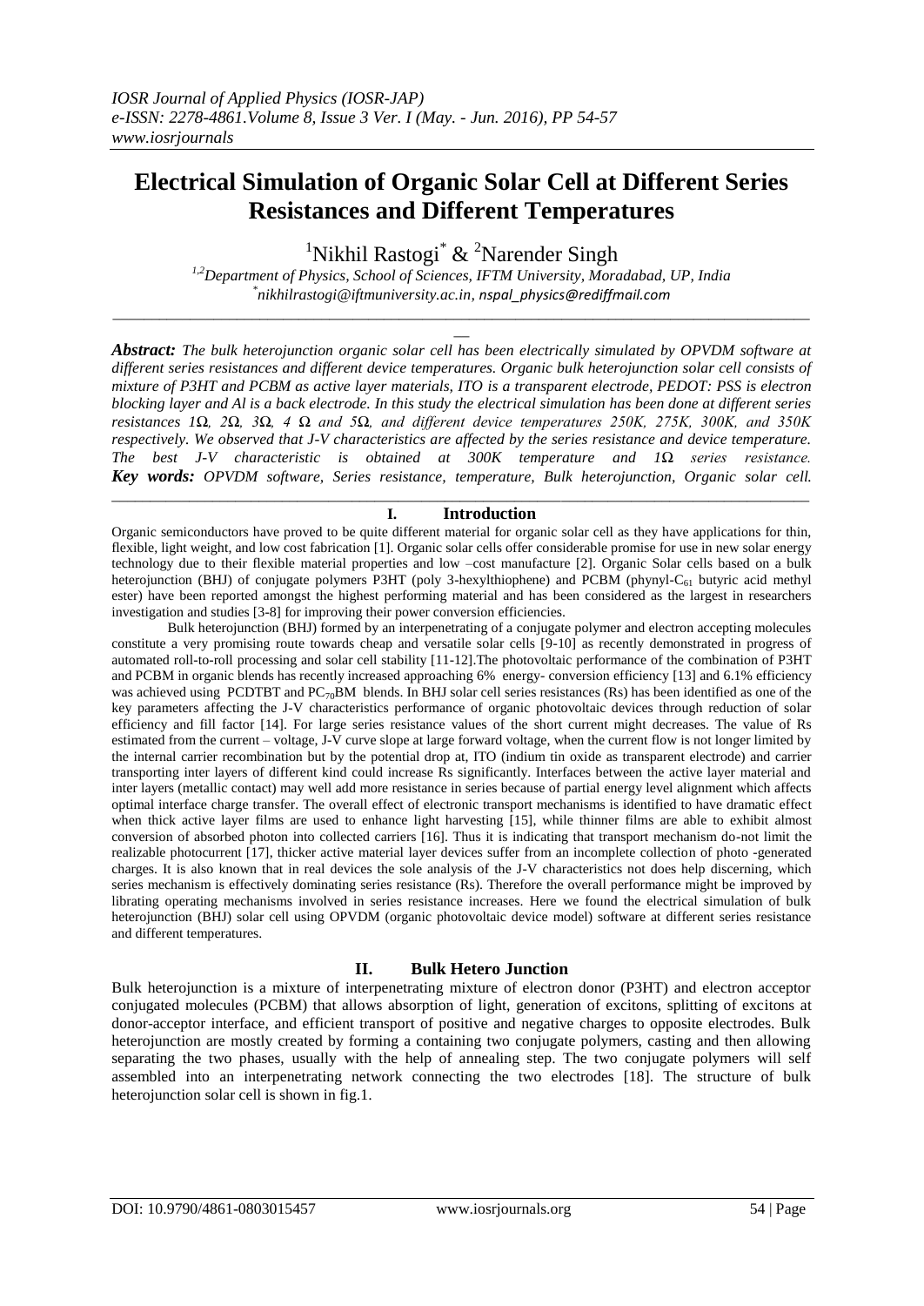# Electrical Simulation of Organic Solar Cell at Different Series Resistances and Different Temperatures

[1]Nikhil Rastogi[*] & [2]Narender Singh

*[1,2]Department of Physics, School of Sciences, IFTM University, Moradabad, UP, India*
*[*]nikhilrastogi@iftmuniversity.ac.in, nspal_physics@rediffmail.com*

***Abstract:*** *The bulk heterojunction organic solar cell has been electrically simulated by OPVDM software at different series resistances and different device temperatures. Organic bulk heterojunction solar cell consists of mixture of P3HT and PCBM as active layer materials, ITO is a transparent electrode, PEDOT: PSS is electron blocking layer and Al is a back electrode. In this study the electrical simulation has been done at different series resistances 1Ω, 2Ω, 3Ω, 4 Ω and 5Ω, and different device temperatures 250K, 275K, 300K, and 350K respectively. We observed that J-V characteristics are affected by the series resistance and device temperature. The best J-V characteristic is obtained at 300K temperature and 1Ω series resistance.*

***Key words:*** *OPVDM software, Series resistance, temperature, Bulk heterojunction, Organic solar cell.*

## I. Introduction

Organic semiconductors have proved to be quite different material for organic solar cell as they have applications for thin, flexible, light weight, and low cost fabrication [1]. Organic solar cells offer considerable promise for use in new solar energy technology due to their flexible material properties and low –cost manufacture [2]. Organic Solar cells based on a bulk heterojunction (BHJ) of conjugate polymers P3HT (poly 3-hexylthiophene) and PCBM (phynyl-$C_{61}$ butyric acid methyl ester) have been reported amongst the highest performing material and has been considered as the largest in researchers investigation and studies [3-8] for improving their power conversion efficiencies.

Bulk heterojunction (BHJ) formed by an interpenetrating of a conjugate polymer and electron accepting molecules constitute a very promising route towards cheap and versatile solar cells [9-10] as recently demonstrated in progress of automated roll-to-roll processing and solar cell stability [11-12].The photovoltaic performance of the combination of P3HT and PCBM in organic blends has recently increased approaching 6% energy- conversion efficiency [13] and 6.1% efficiency was achieved using PCDTBT and $PC_{70}BM$ blends. In BHJ solar cell series resistances (Rs) has been identified as one of the key parameters affecting the J-V characteristics performance of organic photovoltaic devices through reduction of solar efficiency and fill factor [14]. For large series resistance values of the short current might decreases. The value of Rs estimated from the current – voltage, J-V curve slope at large forward voltage, when the current flow is not longer limited by the internal carrier recombination but by the potential drop at, ITO (indium tin oxide as transparent electrode) and carrier transporting inter layers of different kind could increase Rs significantly. Interfaces between the active layer material and inter layers (metallic contact) may well add more resistance in series because of partial energy level alignment which affects optimal interface charge transfer. The overall effect of electronic transport mechanisms is identified to have dramatic effect when thick active layer films are used to enhance light harvesting [15], while thinner films are able to exhibit almost conversion of absorbed photon into collected carriers [16]. Thus it is indicating that transport mechanism do-not limit the realizable photocurrent [17], thicker active material layer devices suffer from an incomplete collection of photo -generated charges. It is also known that in real devices the sole analysis of the J-V characteristics not does help discerning, which series mechanism is effectively dominating series resistance (Rs). Therefore the overall performance might be improved by librating operating mechanisms involved in series resistance increases. Here we found the electrical simulation of bulk heterojunction (BHJ) solar cell using OPVDM (organic photovoltaic device model) software at different series resistance and different temperatures.

## II. Bulk Hetero Junction

Bulk heterojunction is a mixture of interpenetrating mixture of electron donor (P3HT) and electron acceptor conjugated molecules (PCBM) that allows absorption of light, generation of excitons, splitting of excitons at donor-acceptor interface, and efficient transport of positive and negative charges to opposite electrodes. Bulk heterojunction are mostly created by forming a containing two conjugate polymers, casting and then allowing separating the two phases, usually with the help of annealing step. The two conjugate polymers will self assembled into an interpenetrating network connecting the two electrodes [18]. The structure of bulk heterojunction solar cell is shown in fig.1.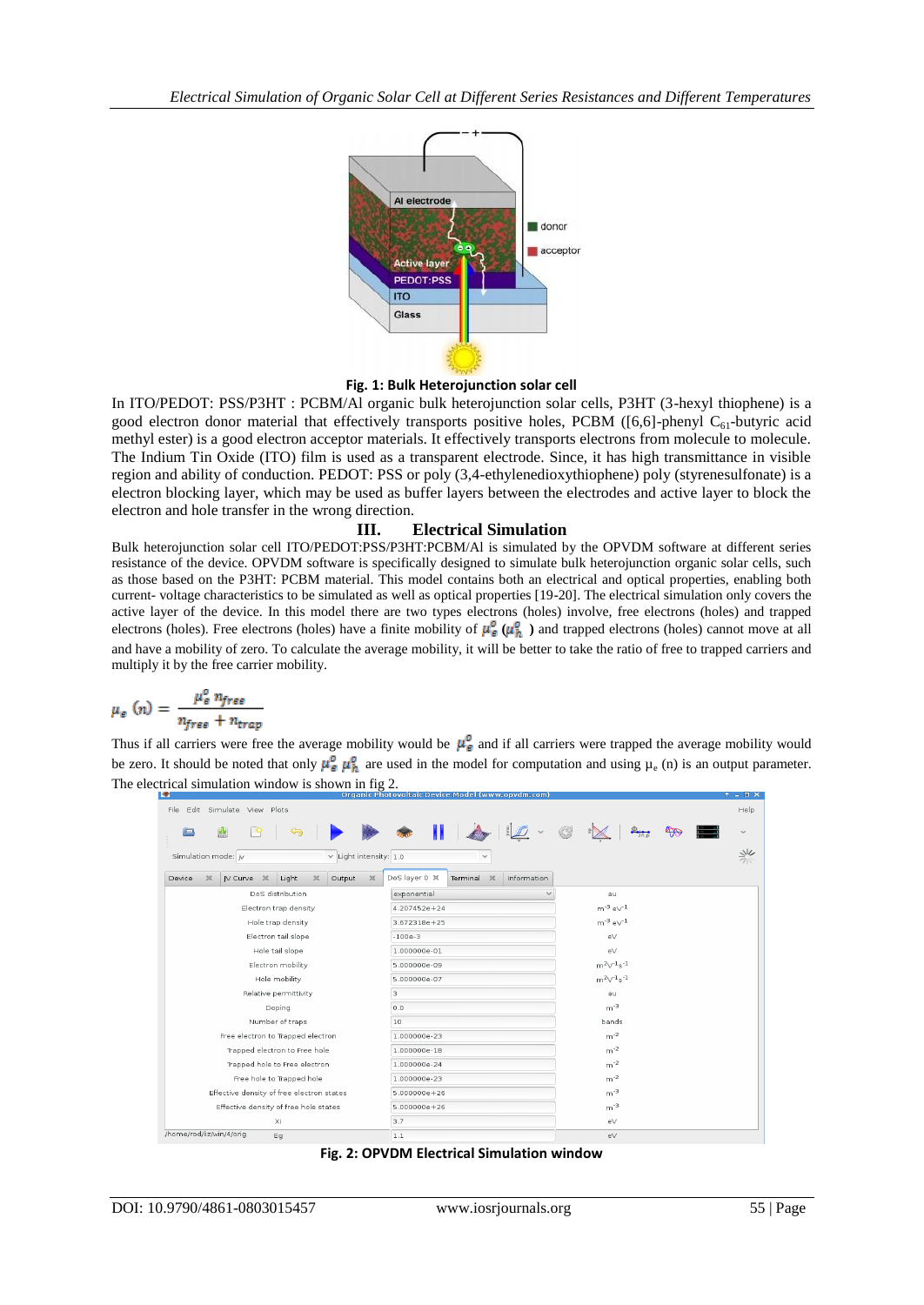Fig. 1: Bulk Heterojunction solar cell

In ITO/PEDOT: PSS/P3HT : PCBM/Al organic bulk heterojunction solar cells, P3HT (3-hexyl thiophene) is a good electron donor material that effectively transports positive holes, PCBM ([6,6]-phenyl $C_{61}$-butyric acid methyl ester) is a good electron acceptor materials. It effectively transports electrons from molecule to molecule. The Indium Tin Oxide (ITO) film is used as a transparent electrode. Since, it has high transmittance in visible region and ability of conduction. PEDOT: PSS or poly (3,4-ethylenedioxythiophene) poly (styrenesulfonate) is a electron blocking layer, which may be used as buffer layers between the electrodes and active layer to block the electron and hole transfer in the wrong direction.

## III. Electrical Simulation

Bulk heterojunction solar cell ITO/PEDOT:PSS/P3HT:PCBM/Al is simulated by the OPVDM software at different series resistance of the device. OPVDM software is specifically designed to simulate bulk heterojunction organic solar cells, such as those based on the P3HT: PCBM material. This model contains both an electrical and optical properties, enabling both current- voltage characteristics to be simulated as well as optical properties [19-20]. The electrical simulation only covers the active layer of the device. In this model there are two types electrons (holes) involve, free electrons (holes) and trapped electrons (holes). Free electrons (holes) have a finite mobility of $\mu_e^0$ ($\mu_h^0$ ) and trapped electrons (holes) cannot move at all and have a mobility of zero. To calculate the average mobility, it will be better to take the ratio of free to trapped carriers and multiply it by the free carrier mobility.

$$\mu_e\,(n) = \frac{\mu_e^0\, n_{free}}{n_{free} + n_{trap}}$$

Thus if all carriers were free the average mobility would be $\mu_e^0$ and if all carriers were trapped the average mobility would be zero. It should be noted that only $\mu_e^0$ $\mu_h^0$ are used in the model for computation and using $\mu_e$ (n) is an output parameter. The electrical simulation window is shown in fig 2.

| Parameter | Value | Unit |
| --- | --- | --- |
| DoS distribution | exponential | au |
| Electron trap density | 4.207452e+24 | $m^{-3}\,eV^{-1}$ |
| Hole trap density | 3.672318e+25 | $m^{-3}\,eV^{-1}$ |
| Electron tail slope | -100e-3 | eV |
| Hole tail slope | 1.000000e-01 | eV |
| Electron mobility | 5.000000e-09 | $m^2V^{-1}s^{-1}$ |
| Hole mobility | 5.000000e-07 | $m^2V^{-1}s^{-1}$ |
| Relative permittivity | 3 | au |
| Doping | 0.0 | $m^{-3}$ |
| Number of traps | 10 | bands |
| Free electron to Trapped electron | 1.000000e-23 | $m^{-2}$ |
| Trapped electron to Free hole | 1.000000e-18 | $m^{-2}$ |
| Trapped hole to Free electron | 1.000000e-24 | $m^{-2}$ |
| Free hole to Trapped hole | 1.000000e-23 | $m^{-2}$ |
| Effective density of free electron states | 5.000000e+26 | $m^{-3}$ |
| Effective density of free hole states | 5.000000e+26 | $m^{-3}$ |
| Xi | 3.7 | eV |
| Eg | 1.1 | eV |

Fig. 2: OPVDM Electrical Simulation window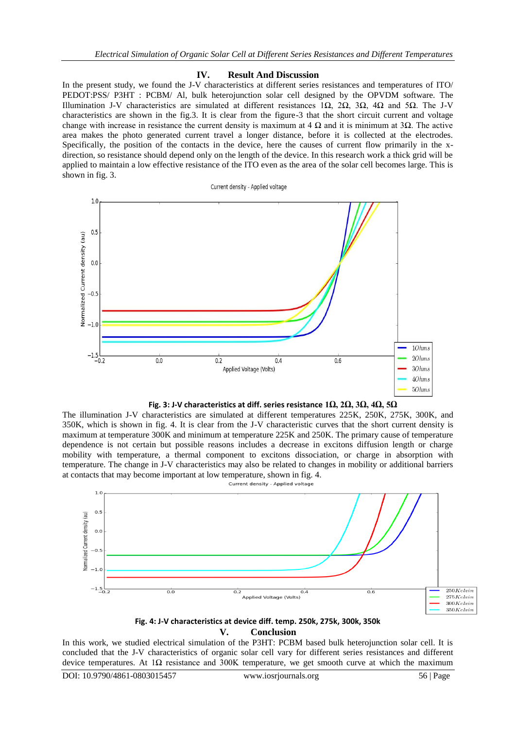## IV. Result And Discussion

In the present study, we found the J-V characteristics at different series resistances and temperatures of ITO/ PEDOT:PSS/ P3HT : PCBM/ Al, bulk heterojunction solar cell designed by the OPVDM software. The Illumination J-V characteristics are simulated at different resistances 1Ω, 2Ω, 3Ω, 4Ω and 5Ω. The J-V characteristics are shown in the fig.3. It is clear from the figure-3 that the short circuit current and voltage change with increase in resistance the current density is maximum at 4 Ω and it is minimum at 3Ω. The active area makes the photo generated current travel a longer distance, before it is collected at the electrodes. Specifically, the position of the contacts in the device, here the causes of current flow primarily in the x-direction, so resistance should depend only on the length of the device. In this research work a thick grid will be applied to maintain a low effective resistance of the ITO even as the area of the solar cell becomes large. This is shown in fig. 3.

**Fig. 3: J-V characteristics at diff. series resistance 1Ω, 2Ω, 3Ω, 4Ω, 5Ω**

The illumination J-V characteristics are simulated at different temperatures 225K, 250K, 275K, 300K, and 350K, which is shown in fig. 4. It is clear from the J-V characteristic curves that the short circuit density is maximum at temperature 300K and minimum at temperature 225K and 250K. The primary cause of temperature dependence is not certain but possible reasons includes a decrease in excitons diffusion length or charge mobility with temperature, a thermal component to excitons dissociation, or charge in absorption with temperature. The change in J-V characteristics may also be related to changes in mobility or additional barriers at contacts that may become important at low temperature, shown in fig. 4.

**Fig. 4: J-V characteristics at device diff. temp. 250k, 275k, 300k, 350k**

## V. Conclusion

In this work, we studied electrical simulation of the P3HT: PCBM based bulk heterojunction solar cell. It is concluded that the J-V characteristics of organic solar cell vary for different series resistances and different device temperatures. At 1Ω resistance and 300K temperature, we get smooth curve at which the maximum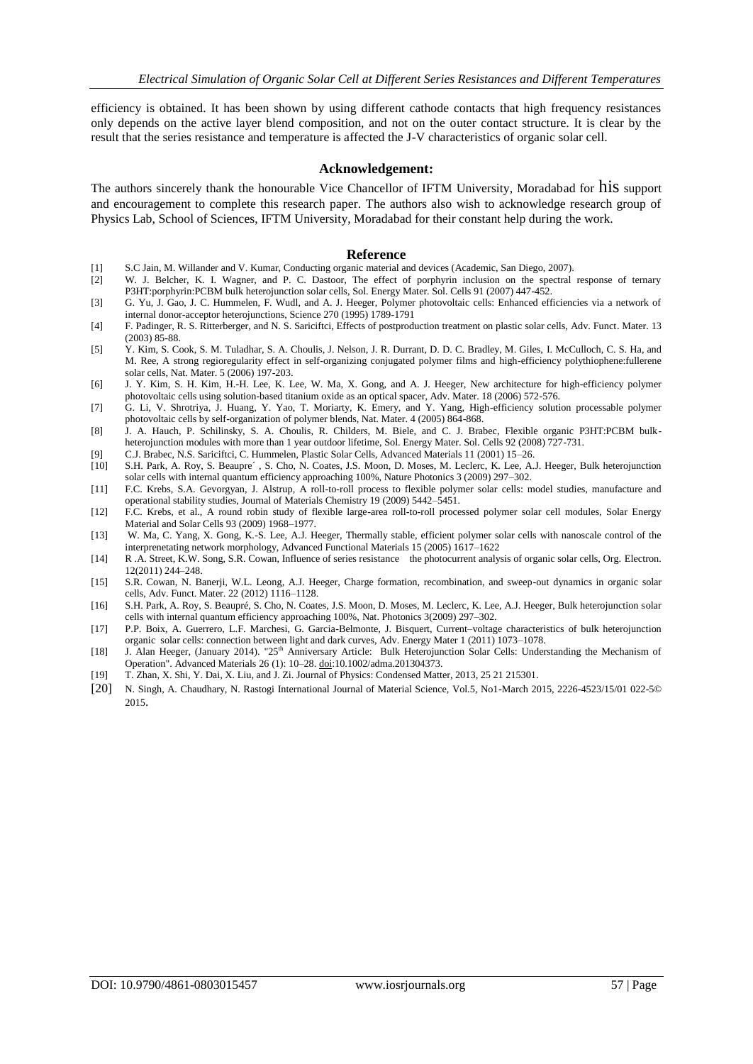efficiency is obtained. It has been shown by using different cathode contacts that high frequency resistances only depends on the active layer blend composition, and not on the outer contact structure. It is clear by the result that the series resistance and temperature is affected the J-V characteristics of organic solar cell.

## Acknowledgement:

The authors sincerely thank the honourable Vice Chancellor of IFTM University, Moradabad for his support and encouragement to complete this research paper. The authors also wish to acknowledge research group of Physics Lab, School of Sciences, IFTM University, Moradabad for their constant help during the work.

## Reference

[1] S.C Jain, M. Willander and V. Kumar, Conducting organic material and devices (Academic, San Diego, 2007).

[2] W. J. Belcher, K. I. Wagner, and P. C. Dastoor, The effect of porphyrin inclusion on the spectral response of ternary P3HT:porphyrin:PCBM bulk heterojunction solar cells, Sol. Energy Mater. Sol. Cells 91 (2007) 447-452.

[3] G. Yu, J. Gao, J. C. Hummelen, F. Wudl, and A. J. Heeger, Polymer photovoltaic cells: Enhanced efficiencies via a network of internal donor-acceptor heterojunctions, Science 270 (1995) 1789-1791

[4] F. Padinger, R. S. Ritterberger, and N. S. Sariciftci, Effects of postproduction treatment on plastic solar cells, Adv. Funct. Mater. 13 (2003) 85-88.

[5] Y. Kim, S. Cook, S. M. Tuladhar, S. A. Choulis, J. Nelson, J. R. Durrant, D. D. C. Bradley, M. Giles, I. McCulloch, C. S. Ha, and M. Ree, A strong regioregularity effect in self-organizing conjugated polymer films and high-efficiency polythiophene:fullerene solar cells, Nat. Mater. 5 (2006) 197-203.

[6] J. Y. Kim, S. H. Kim, H.-H. Lee, K. Lee, W. Ma, X. Gong, and A. J. Heeger, New architecture for high-efficiency polymer photovoltaic cells using solution-based titanium oxide as an optical spacer, Adv. Mater. 18 (2006) 572-576.

[7] G. Li, V. Shrotriya, J. Huang, Y. Yao, T. Moriarty, K. Emery, and Y. Yang, High-efficiency solution processable polymer photovoltaic cells by self-organization of polymer blends, Nat. Mater. 4 (2005) 864-868.

[8] J. A. Hauch, P. Schilinsky, S. A. Choulis, R. Childers, M. Biele, and C. J. Brabec, Flexible organic P3HT:PCBM bulk-heterojunction modules with more than 1 year outdoor lifetime, Sol. Energy Mater. Sol. Cells 92 (2008) 727-731.

[9] C.J. Brabec, N.S. Sariciftci, C. Hummelen, Plastic Solar Cells, Advanced Materials 11 (2001) 15–26.

[10] S.H. Park, A. Roy, S. Beaupre´ , S. Cho, N. Coates, J.S. Moon, D. Moses, M. Leclerc, K. Lee, A.J. Heeger, Bulk heterojunction solar cells with internal quantum efficiency approaching 100%, Nature Photonics 3 (2009) 297–302.

[11] F.C. Krebs, S.A. Gevorgyan, J. Alstrup, A roll-to-roll process to flexible polymer solar cells: model studies, manufacture and operational stability studies, Journal of Materials Chemistry 19 (2009) 5442–5451.

[12] F.C. Krebs, et al., A round robin study of flexible large-area roll-to-roll processed polymer solar cell modules, Solar Energy Material and Solar Cells 93 (2009) 1968–1977.

[13] W. Ma, C. Yang, X. Gong, K.-S. Lee, A.J. Heeger, Thermally stable, efficient polymer solar cells with nanoscale control of the interprenetating network morphology, Advanced Functional Materials 15 (2005) 1617–1622

[14] R .A. Street, K.W. Song, S.R. Cowan, Influence of series resistance the photocurrent analysis of organic solar cells, Org. Electron. 12(2011) 244–248.

[15] S.R. Cowan, N. Banerji, W.L. Leong, A.J. Heeger, Charge formation, recombination, and sweep-out dynamics in organic solar cells, Adv. Funct. Mater. 22 (2012) 1116–1128.

[16] S.H. Park, A. Roy, S. Beaupré, S. Cho, N. Coates, J.S. Moon, D. Moses, M. Leclerc, K. Lee, A.J. Heeger, Bulk heterojunction solar cells with internal quantum efficiency approaching 100%, Nat. Photonics 3(2009) 297–302.

[17] P.P. Boix, A. Guerrero, L.F. Marchesi, G. Garcia-Belmonte, J. Bisquert, Current–voltage characteristics of bulk heterojunction organic solar cells: connection between light and dark curves, Adv. Energy Mater 1 (2011) 1073–1078.

[18] J. Alan Heeger, (January 2014). "25th Anniversary Article: Bulk Heterojunction Solar Cells: Understanding the Mechanism of Operation". Advanced Materials 26 (1): 10–28. doi:10.1002/adma.201304373.

[19] T. Zhan, X. Shi, Y. Dai, X. Liu, and J. Zi. Journal of Physics: Condensed Matter, 2013, 25 21 215301.

[20] N. Singh, A. Chaudhary, N. Rastogi International Journal of Material Science, Vol.5, No1-March 2015, 2226-4523/15/01 022-5© 2015.